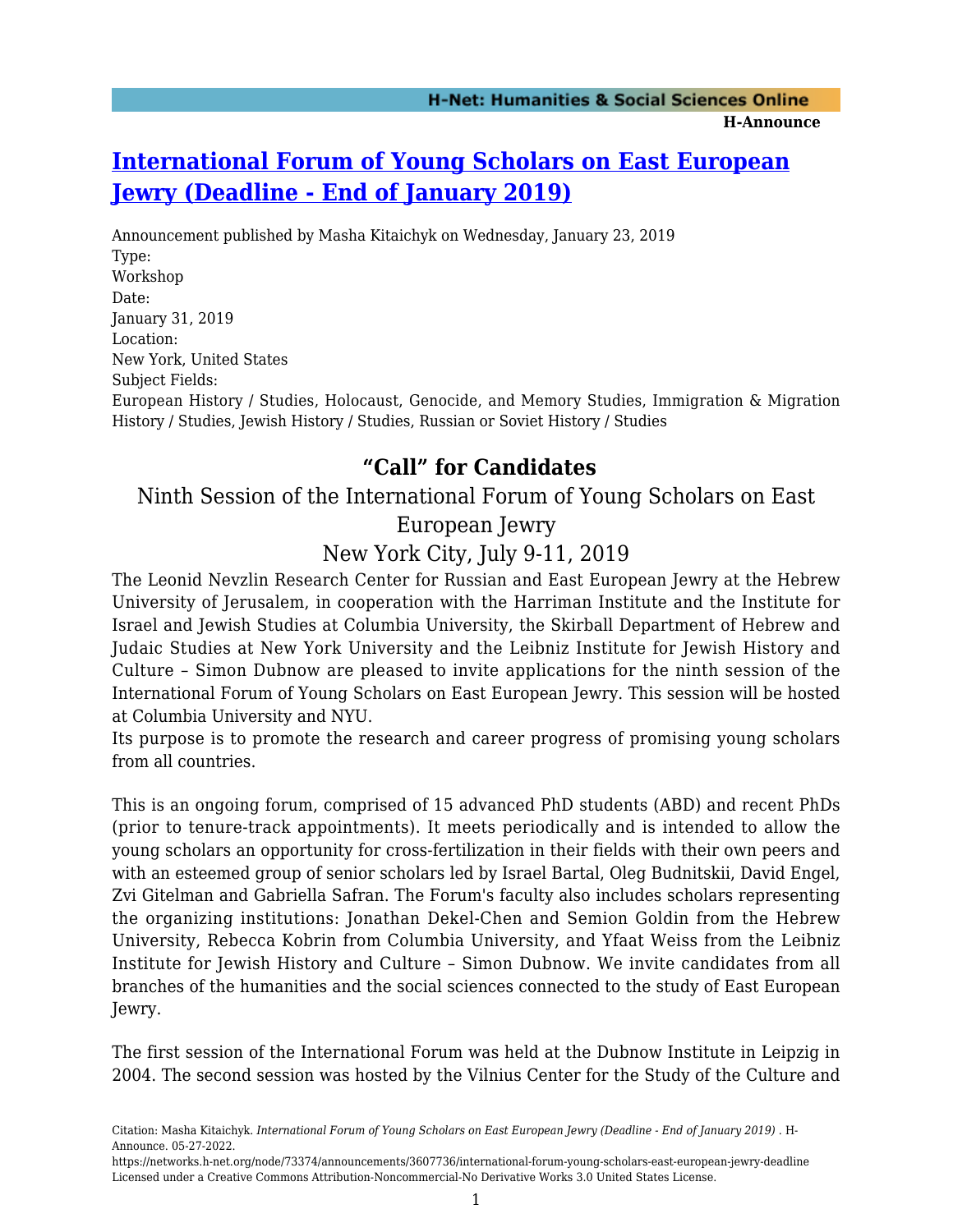# [International Forum of Young Scholars on East European Jewry (Deadline - End of January 2019)](https://networks.h-net.org/node/73374/announcements/3607736/international-forum-young-scholars-east-european-jewry-deadline)

Announcement published by Masha Kitaichyk on Wednesday, January 23, 2019

Type:
Workshop

Date:
January 31, 2019

Location:
New York, United States

Subject Fields:
European History / Studies, Holocaust, Genocide, and Memory Studies, Immigration & Migration History / Studies, Jewish History / Studies, Russian or Soviet History / Studies

## "Call" for Candidates

### Ninth Session of the International Forum of Young Scholars on East European Jewry

### New York City, July 9-11, 2019

The Leonid Nevzlin Research Center for Russian and East European Jewry at the Hebrew University of Jerusalem, in cooperation with the Harriman Institute and the Institute for Israel and Jewish Studies at Columbia University, the Skirball Department of Hebrew and Judaic Studies at New York University and the Leibniz Institute for Jewish History and Culture – Simon Dubnow are pleased to invite applications for the ninth session of the International Forum of Young Scholars on East European Jewry. This session will be hosted at Columbia University and NYU.

Its purpose is to promote the research and career progress of promising young scholars from all countries.

This is an ongoing forum, comprised of 15 advanced PhD students (ABD) and recent PhDs (prior to tenure-track appointments). It meets periodically and is intended to allow the young scholars an opportunity for cross-fertilization in their fields with their own peers and with an esteemed group of senior scholars led by Israel Bartal, Oleg Budnitskii, David Engel, Zvi Gitelman and Gabriella Safran. The Forum's faculty also includes scholars representing the organizing institutions: Jonathan Dekel-Chen and Semion Goldin from the Hebrew University, Rebecca Kobrin from Columbia University, and Yfaat Weiss from the Leibniz Institute for Jewish History and Culture – Simon Dubnow. We invite candidates from all branches of the humanities and the social sciences connected to the study of East European Jewry.

The first session of the International Forum was held at the Dubnow Institute in Leipzig in 2004. The second session was hosted by the Vilnius Center for the Study of the Culture and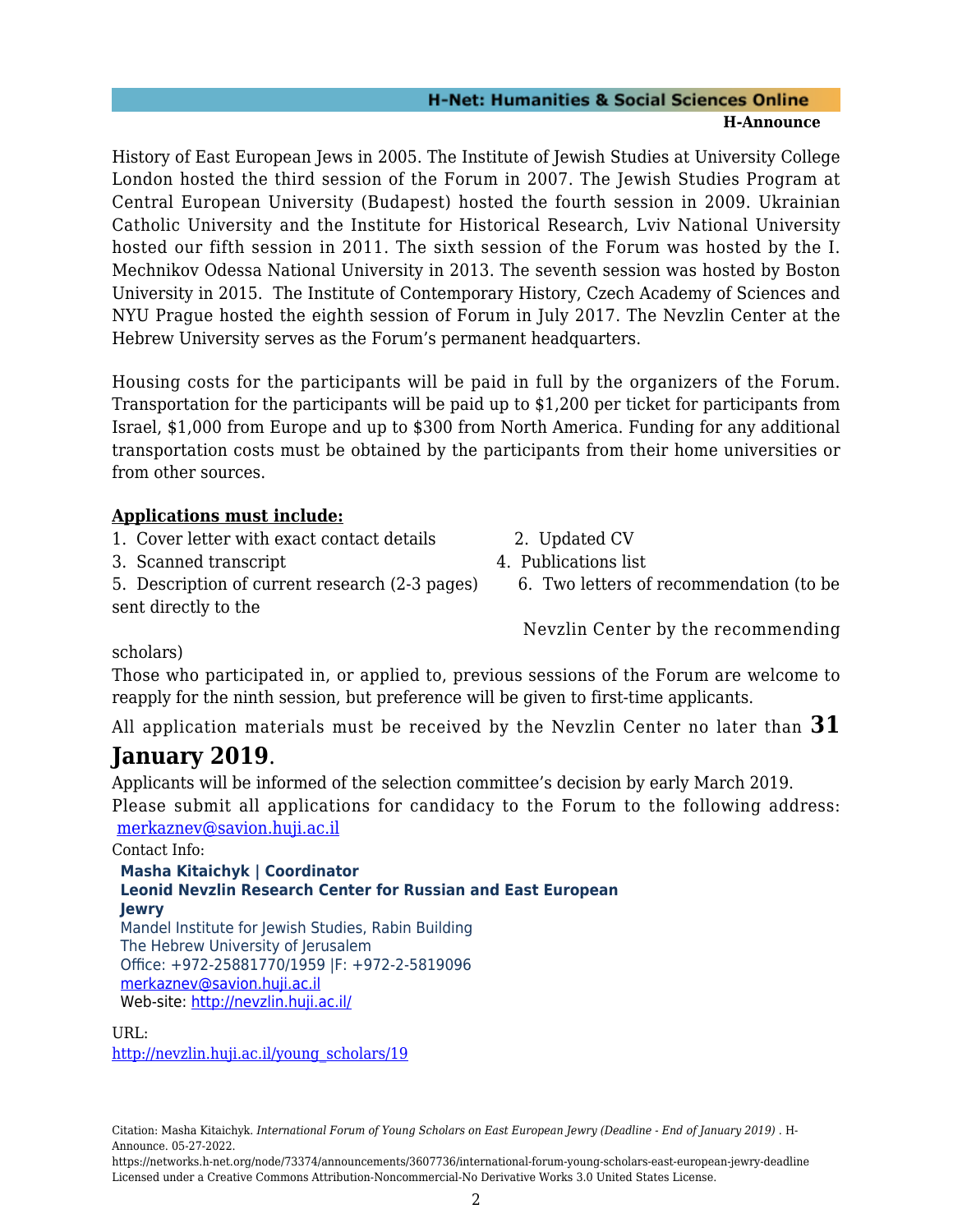History of East European Jews in 2005. The Institute of Jewish Studies at University College London hosted the third session of the Forum in 2007. The Jewish Studies Program at Central European University (Budapest) hosted the fourth session in 2009. Ukrainian Catholic University and the Institute for Historical Research, Lviv National University hosted our fifth session in 2011. The sixth session of the Forum was hosted by the I. Mechnikov Odessa National University in 2013. The seventh session was hosted by Boston University in 2015. The Institute of Contemporary History, Czech Academy of Sciences and NYU Prague hosted the eighth session of Forum in July 2017. The Nevzlin Center at the Hebrew University serves as the Forum's permanent headquarters.

Housing costs for the participants will be paid in full by the organizers of the Forum. Transportation for the participants will be paid up to $1,200 per ticket for participants from Israel, $1,000 from Europe and up to $300 from North America. Funding for any additional transportation costs must be obtained by the participants from their home universities or from other sources.

**Applications must include:**

1. Cover letter with exact contact details
2. Updated CV
3. Scanned transcript
4. Publications list
5. Description of current research (2-3 pages)
6. Two letters of recommendation (to be sent directly to the Nevzlin Center by the recommending scholars)

Those who participated in, or applied to, previous sessions of the Forum are welcome to reapply for the ninth session, but preference will be given to first-time applicants.

All application materials must be received by the Nevzlin Center no later than **31 January 2019**.

Applicants will be informed of the selection committee's decision by early March 2019.

Please submit all applications for candidacy to the Forum to the following address: merkaznev@savion.huji.ac.il

Contact Info:

**Masha Kitaichyk | Coordinator**
**Leonid Nevzlin Research Center for Russian and East European Jewry**
Mandel Institute for Jewish Studies, Rabin Building
The Hebrew University of Jerusalem
Office: +972-25881770/1959 |F: +972-2-5819096
merkaznev@savion.huji.ac.il
Web-site: http://nevzlin.huji.ac.il/

URL:
http://nevzlin.huji.ac.il/young_scholars/19

Citation: Masha Kitaichyk. *International Forum of Young Scholars on East European Jewry (Deadline - End of January 2019)* . H-Announce. 05-27-2022.
https://networks.h-net.org/node/73374/announcements/3607736/international-forum-young-scholars-east-european-jewry-deadline
Licensed under a Creative Commons Attribution-Noncommercial-No Derivative Works 3.0 United States License.